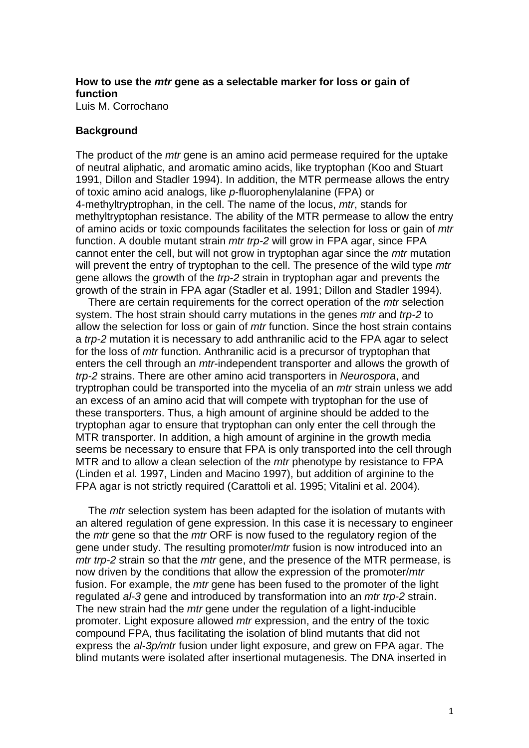**How to use the *mtr* gene as a selectable marker for loss or gain of function**

Luis M. Corrochano

**Background**

The product of the *mtr* gene is an amino acid permease required for the uptake of neutral aliphatic, and aromatic amino acids, like tryptophan (Koo and Stuart 1991, Dillon and Stadler 1994). In addition, the MTR permease allows the entry of toxic amino acid analogs, like *p*-fluorophenylalanine (FPA) or 4-methyltryptrophan, in the cell. The name of the locus, *mtr*, stands for methyltryptophan resistance. The ability of the MTR permease to allow the entry of amino acids or toxic compounds facilitates the selection for loss or gain of *mtr* function. A double mutant strain *mtr trp-2* will grow in FPA agar, since FPA cannot enter the cell, but will not grow in tryptophan agar since the *mtr* mutation will prevent the entry of tryptophan to the cell. The presence of the wild type *mtr* gene allows the growth of the *trp-2* strain in tryptophan agar and prevents the growth of the strain in FPA agar (Stadler et al. 1991; Dillon and Stadler 1994).

There are certain requirements for the correct operation of the *mtr* selection system. The host strain should carry mutations in the genes *mtr* and *trp-2* to allow the selection for loss or gain of *mtr* function. Since the host strain contains a *trp-2* mutation it is necessary to add anthranilic acid to the FPA agar to select for the loss of *mtr* function. Anthranilic acid is a precursor of tryptophan that enters the cell through an *mtr*-independent transporter and allows the growth of *trp-2* strains. There are other amino acid transporters in *Neurospora*, and tryptrophan could be transported into the mycelia of an *mtr* strain unless we add an excess of an amino acid that will compete with tryptophan for the use of these transporters. Thus, a high amount of arginine should be added to the tryptophan agar to ensure that tryptophan can only enter the cell through the MTR transporter. In addition, a high amount of arginine in the growth media seems be necessary to ensure that FPA is only transported into the cell through MTR and to allow a clean selection of the *mtr* phenotype by resistance to FPA (Linden et al. 1997, Linden and Macino 1997), but addition of arginine to the FPA agar is not strictly required (Carattoli et al. 1995; Vitalini et al. 2004).

The *mtr* selection system has been adapted for the isolation of mutants with an altered regulation of gene expression. In this case it is necessary to engineer the *mtr* gene so that the *mtr* ORF is now fused to the regulatory region of the gene under study. The resulting promoter/*mtr* fusion is now introduced into an *mtr trp-2* strain so that the *mtr* gene, and the presence of the MTR permease, is now driven by the conditions that allow the expression of the promoter/*mtr* fusion. For example, the *mtr* gene has been fused to the promoter of the light regulated *al-3* gene and introduced by transformation into an *mtr trp-2* strain. The new strain had the *mtr* gene under the regulation of a light-inducible promoter. Light exposure allowed *mtr* expression, and the entry of the toxic compound FPA, thus facilitating the isolation of blind mutants that did not express the *al-3p/mtr* fusion under light exposure, and grew on FPA agar. The blind mutants were isolated after insertional mutagenesis. The DNA inserted in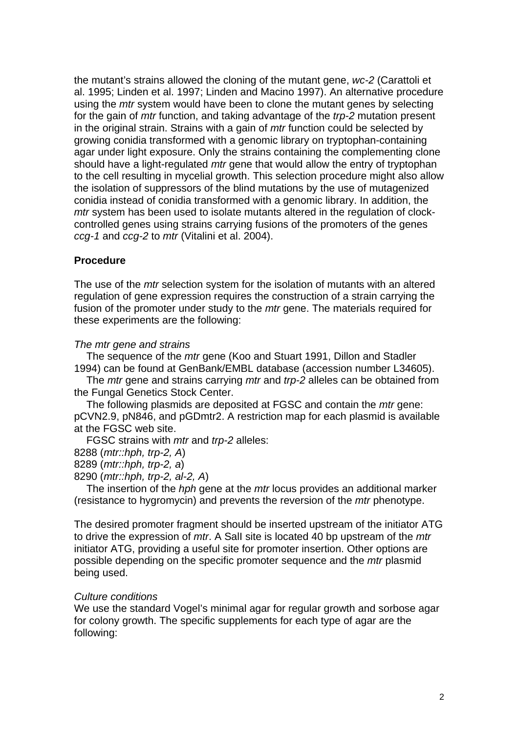the mutant's strains allowed the cloning of the mutant gene, *wc-2* (Carattoli et al. 1995; Linden et al. 1997; Linden and Macino 1997). An alternative procedure using the *mtr* system would have been to clone the mutant genes by selecting for the gain of *mtr* function, and taking advantage of the *trp-2* mutation present in the original strain. Strains with a gain of *mtr* function could be selected by growing conidia transformed with a genomic library on tryptophan-containing agar under light exposure. Only the strains containing the complementing clone should have a light-regulated *mtr* gene that would allow the entry of tryptophan to the cell resulting in mycelial growth. This selection procedure might also allow the isolation of suppressors of the blind mutations by the use of mutagenized conidia instead of conidia transformed with a genomic library. In addition, the *mtr* system has been used to isolate mutants altered in the regulation of clock-controlled genes using strains carrying fusions of the promoters of the genes *ccg-1* and *ccg-2* to *mtr* (Vitalini et al. 2004).

**Procedure**

The use of the *mtr* selection system for the isolation of mutants with an altered regulation of gene expression requires the construction of a strain carrying the fusion of the promoter under study to the *mtr* gene. The materials required for these experiments are the following:

*The mtr gene and strains*

The sequence of the *mtr* gene (Koo and Stuart 1991, Dillon and Stadler 1994) can be found at GenBank/EMBL database (accession number L34605).

The *mtr* gene and strains carrying *mtr* and *trp-2* alleles can be obtained from the Fungal Genetics Stock Center.

The following plasmids are deposited at FGSC and contain the *mtr* gene: pCVN2.9, pN846, and pGDmtr2. A restriction map for each plasmid is available at the FGSC web site.

FGSC strains with *mtr* and *trp-2* alleles:

8288 (*mtr::hph, trp-2, A*)

8289 (*mtr::hph, trp-2, a*)

8290 (*mtr::hph, trp-2, al-2, A*)

The insertion of the *hph* gene at the *mtr* locus provides an additional marker (resistance to hygromycin) and prevents the reversion of the *mtr* phenotype.

The desired promoter fragment should be inserted upstream of the initiator ATG to drive the expression of *mtr*. A SalI site is located 40 bp upstream of the *mtr* initiator ATG, providing a useful site for promoter insertion. Other options are possible depending on the specific promoter sequence and the *mtr* plasmid being used.

*Culture conditions*

We use the standard Vogel's minimal agar for regular growth and sorbose agar for colony growth. The specific supplements for each type of agar are the following: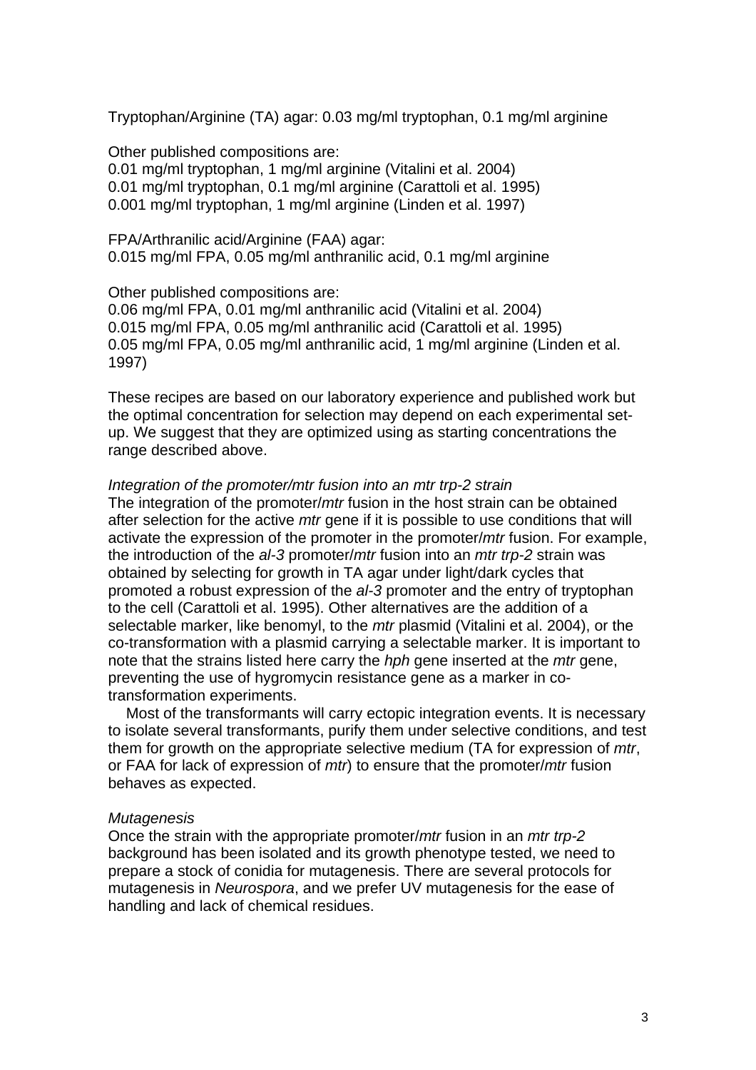Tryptophan/Arginine (TA) agar: 0.03 mg/ml tryptophan, 0.1 mg/ml arginine

Other published compositions are:
0.01 mg/ml tryptophan, 1 mg/ml arginine (Vitalini et al. 2004)
0.01 mg/ml tryptophan, 0.1 mg/ml arginine (Carattoli et al. 1995)
0.001 mg/ml tryptophan, 1 mg/ml arginine (Linden et al. 1997)

FPA/Arthranilic acid/Arginine (FAA) agar:
0.015 mg/ml FPA, 0.05 mg/ml anthranilic acid, 0.1 mg/ml arginine

Other published compositions are:
0.06 mg/ml FPA, 0.01 mg/ml anthranilic acid (Vitalini et al. 2004)
0.015 mg/ml FPA, 0.05 mg/ml anthranilic acid (Carattoli et al. 1995)
0.05 mg/ml FPA, 0.05 mg/ml anthranilic acid, 1 mg/ml arginine (Linden et al. 1997)

These recipes are based on our laboratory experience and published work but the optimal concentration for selection may depend on each experimental set-up. We suggest that they are optimized using as starting concentrations the range described above.

*Integration of the promoter/mtr fusion into an mtr trp-2 strain*

The integration of the promoter/*mtr* fusion in the host strain can be obtained after selection for the active *mtr* gene if it is possible to use conditions that will activate the expression of the promoter in the promoter/*mtr* fusion. For example, the introduction of the *al-3* promoter/*mtr* fusion into an *mtr trp-2* strain was obtained by selecting for growth in TA agar under light/dark cycles that promoted a robust expression of the *al-3* promoter and the entry of tryptophan to the cell (Carattoli et al. 1995). Other alternatives are the addition of a selectable marker, like benomyl, to the *mtr* plasmid (Vitalini et al. 2004), or the co-transformation with a plasmid carrying a selectable marker. It is important to note that the strains listed here carry the *hph* gene inserted at the *mtr* gene, preventing the use of hygromycin resistance gene as a marker in co-transformation experiments.

Most of the transformants will carry ectopic integration events. It is necessary to isolate several transformants, purify them under selective conditions, and test them for growth on the appropriate selective medium (TA for expression of *mtr*, or FAA for lack of expression of *mtr*) to ensure that the promoter/*mtr* fusion behaves as expected.

*Mutagenesis*

Once the strain with the appropriate promoter/*mtr* fusion in an *mtr trp-2* background has been isolated and its growth phenotype tested, we need to prepare a stock of conidia for mutagenesis. There are several protocols for mutagenesis in *Neurospora*, and we prefer UV mutagenesis for the ease of handling and lack of chemical residues.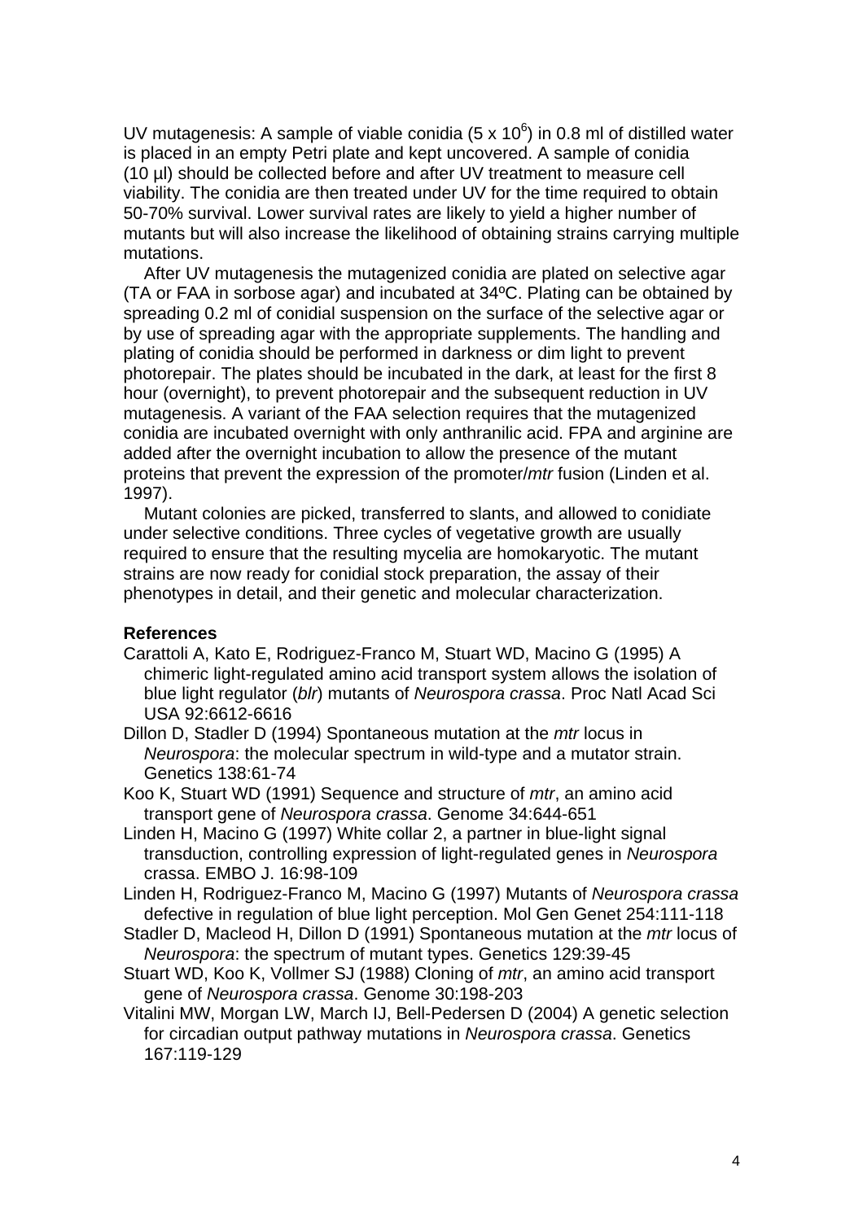UV mutagenesis: A sample of viable conidia ($5 \times 10^6$) in 0.8 ml of distilled water is placed in an empty Petri plate and kept uncovered. A sample of conidia (10 µl) should be collected before and after UV treatment to measure cell viability. The conidia are then treated under UV for the time required to obtain 50-70% survival. Lower survival rates are likely to yield a higher number of mutants but will also increase the likelihood of obtaining strains carrying multiple mutations.

After UV mutagenesis the mutagenized conidia are plated on selective agar (TA or FAA in sorbose agar) and incubated at 34ºC. Plating can be obtained by spreading 0.2 ml of conidial suspension on the surface of the selective agar or by use of spreading agar with the appropriate supplements. The handling and plating of conidia should be performed in darkness or dim light to prevent photorepair. The plates should be incubated in the dark, at least for the first 8 hour (overnight), to prevent photorepair and the subsequent reduction in UV mutagenesis. A variant of the FAA selection requires that the mutagenized conidia are incubated overnight with only anthranilic acid. FPA and arginine are added after the overnight incubation to allow the presence of the mutant proteins that prevent the expression of the promoter/*mtr* fusion (Linden et al. 1997).

Mutant colonies are picked, transferred to slants, and allowed to conidiate under selective conditions. Three cycles of vegetative growth are usually required to ensure that the resulting mycelia are homokaryotic. The mutant strains are now ready for conidial stock preparation, the assay of their phenotypes in detail, and their genetic and molecular characterization.

**References**

Carattoli A, Kato E, Rodriguez-Franco M, Stuart WD, Macino G (1995) A chimeric light-regulated amino acid transport system allows the isolation of blue light regulator (*blr*) mutants of *Neurospora crassa*. Proc Natl Acad Sci USA 92:6612-6616

Dillon D, Stadler D (1994) Spontaneous mutation at the *mtr* locus in *Neurospora*: the molecular spectrum in wild-type and a mutator strain. Genetics 138:61-74

Koo K, Stuart WD (1991) Sequence and structure of *mtr*, an amino acid transport gene of *Neurospora crassa*. Genome 34:644-651

Linden H, Macino G (1997) White collar 2, a partner in blue-light signal transduction, controlling expression of light-regulated genes in *Neurospora* crassa. EMBO J. 16:98-109

Linden H, Rodriguez-Franco M, Macino G (1997) Mutants of *Neurospora crassa* defective in regulation of blue light perception. Mol Gen Genet 254:111-118

Stadler D, Macleod H, Dillon D (1991) Spontaneous mutation at the *mtr* locus of *Neurospora*: the spectrum of mutant types. Genetics 129:39-45

Stuart WD, Koo K, Vollmer SJ (1988) Cloning of *mtr*, an amino acid transport gene of *Neurospora crassa*. Genome 30:198-203

Vitalini MW, Morgan LW, March IJ, Bell-Pedersen D (2004) A genetic selection for circadian output pathway mutations in *Neurospora crassa*. Genetics 167:119-129